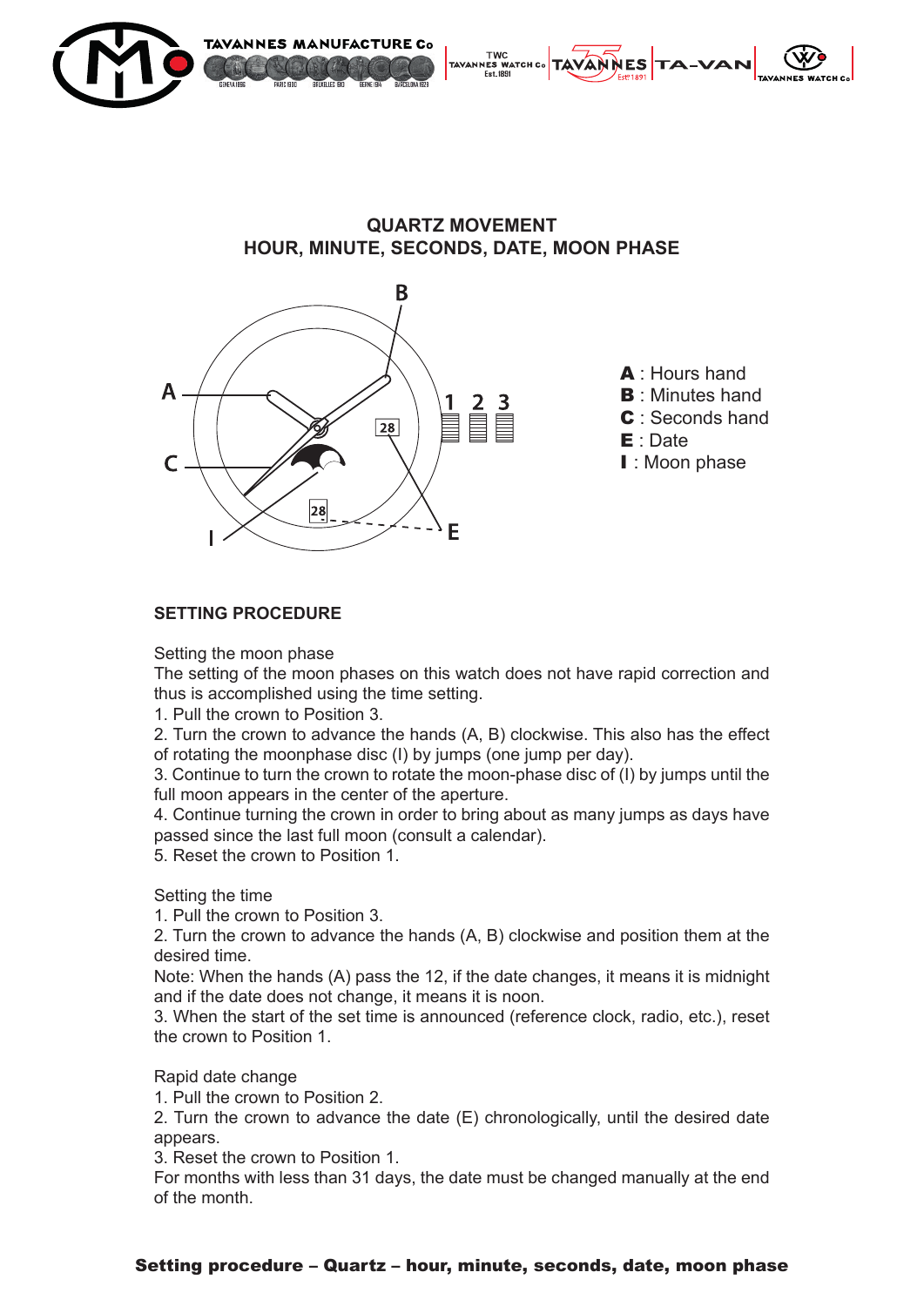# QUARTZ MOVEMENT
## HOUR, MINUTE, SECONDS, DATE, MOON PHASE

**A** : Hours hand
**B** : Minutes hand
**C** : Seconds hand
**E** : Date
**I** : Moon phase

## SETTING PROCEDURE

Setting the moon phase
The setting of the moon phases on this watch does not have rapid correction and thus is accomplished using the time setting.
1. Pull the crown to Position 3.
2. Turn the crown to advance the hands (A, B) clockwise. This also has the effect of rotating the moonphase disc (I) by jumps (one jump per day).
3. Continue to turn the crown to rotate the moon-phase disc of (I) by jumps until the full moon appears in the center of the aperture.
4. Continue turning the crown in order to bring about as many jumps as days have passed since the last full moon (consult a calendar).
5. Reset the crown to Position 1.

Setting the time
1. Pull the crown to Position 3.
2. Turn the crown to advance the hands (A, B) clockwise and position them at the desired time.
Note: When the hands (A) pass the 12, if the date changes, it means it is midnight and if the date does not change, it means it is noon.
3. When the start of the set time is announced (reference clock, radio, etc.), reset the crown to Position 1.

Rapid date change
1. Pull the crown to Position 2.
2. Turn the crown to advance the date (E) chronologically, until the desired date appears.
3. Reset the crown to Position 1.
For months with less than 31 days, the date must be changed manually at the end of the month.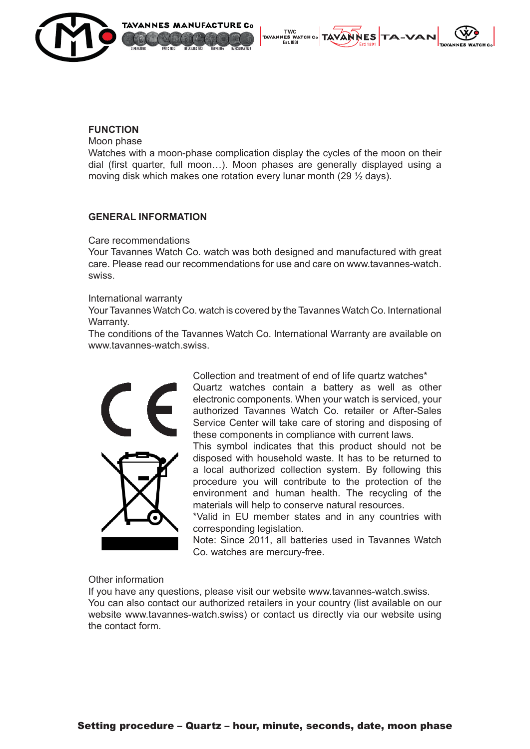**FUNCTION**

Moon phase

Watches with a moon-phase complication display the cycles of the moon on their dial (first quarter, full moon…). Moon phases are generally displayed using a moving disk which makes one rotation every lunar month (29 ½ days).

**GENERAL INFORMATION**

Care recommendations

Your Tavannes Watch Co. watch was both designed and manufactured with great care. Please read our recommendations for use and care on www.tavannes-watch.swiss.

International warranty

Your Tavannes Watch Co. watch is covered by the Tavannes Watch Co. International Warranty.

The conditions of the Tavannes Watch Co. International Warranty are available on www.tavannes-watch.swiss.

Collection and treatment of end of life quartz watches*

Quartz watches contain a battery as well as other electronic components. When your watch is serviced, your authorized Tavannes Watch Co. retailer or After-Sales Service Center will take care of storing and disposing of these components in compliance with current laws.

This symbol indicates that this product should not be disposed with household waste. It has to be returned to a local authorized collection system. By following this procedure you will contribute to the protection of the environment and human health. The recycling of the materials will help to conserve natural resources.

*Valid in EU member states and in any countries with corresponding legislation.

Note: Since 2011, all batteries used in Tavannes Watch Co. watches are mercury-free.

Other information

If you have any questions, please visit our website www.tavannes-watch.swiss.

You can also contact our authorized retailers in your country (list available on our website www.tavannes-watch.swiss) or contact us directly via our website using the contact form.